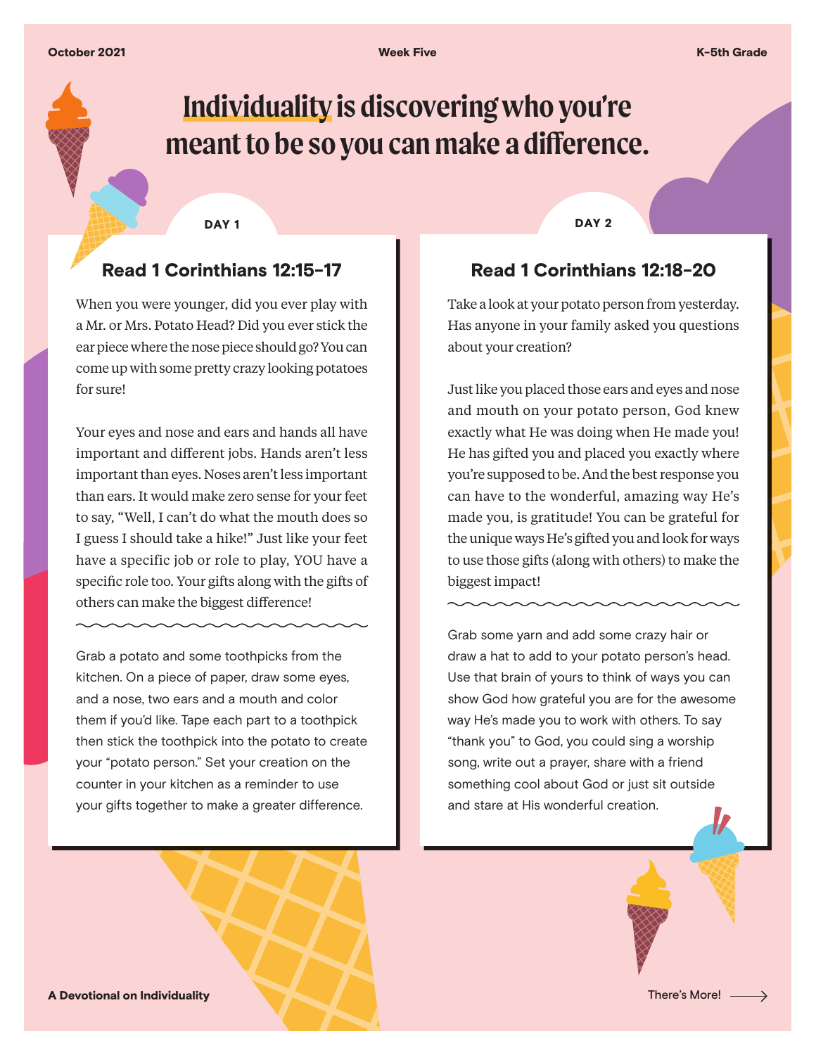October 2021 | Week Five | K-5th Grade

# Individuality is discovering who you're meant to be so you can make a difference.

## DAY 1

### Read 1 Corinthians 12:15-17

When you were younger, did you ever play with a Mr. or Mrs. Potato Head? Did you ever stick the ear piece where the nose piece should go? You can come up with some pretty crazy looking potatoes for sure!

Your eyes and nose and ears and hands all have important and different jobs. Hands aren't less important than eyes. Noses aren't less important than ears. It would make zero sense for your feet to say, "Well, I can't do what the mouth does so I guess I should take a hike!" Just like your feet have a specific job or role to play, YOU have a specific role too. Your gifts along with the gifts of others can make the biggest difference!

Grab a potato and some toothpicks from the kitchen. On a piece of paper, draw some eyes, and a nose, two ears and a mouth and color them if you'd like. Tape each part to a toothpick then stick the toothpick into the potato to create your "potato person." Set your creation on the counter in your kitchen as a reminder to use your gifts together to make a greater difference.

## DAY 2

### Read 1 Corinthians 12:18-20

Take a look at your potato person from yesterday. Has anyone in your family asked you questions about your creation?

Just like you placed those ears and eyes and nose and mouth on your potato person, God knew exactly what He was doing when He made you! He has gifted you and placed you exactly where you're supposed to be. And the best response you can have to the wonderful, amazing way He's made you, is gratitude! You can be grateful for the unique ways He's gifted you and look for ways to use those gifts (along with others) to make the biggest impact!

Grab some yarn and add some crazy hair or draw a hat to add to your potato person's head. Use that brain of yours to think of ways you can show God how grateful you are for the awesome way He's made you to work with others. To say "thank you" to God, you could sing a worship song, write out a prayer, share with a friend something cool about God or just sit outside and stare at His wonderful creation.

A Devotional on Individuality

There's More! →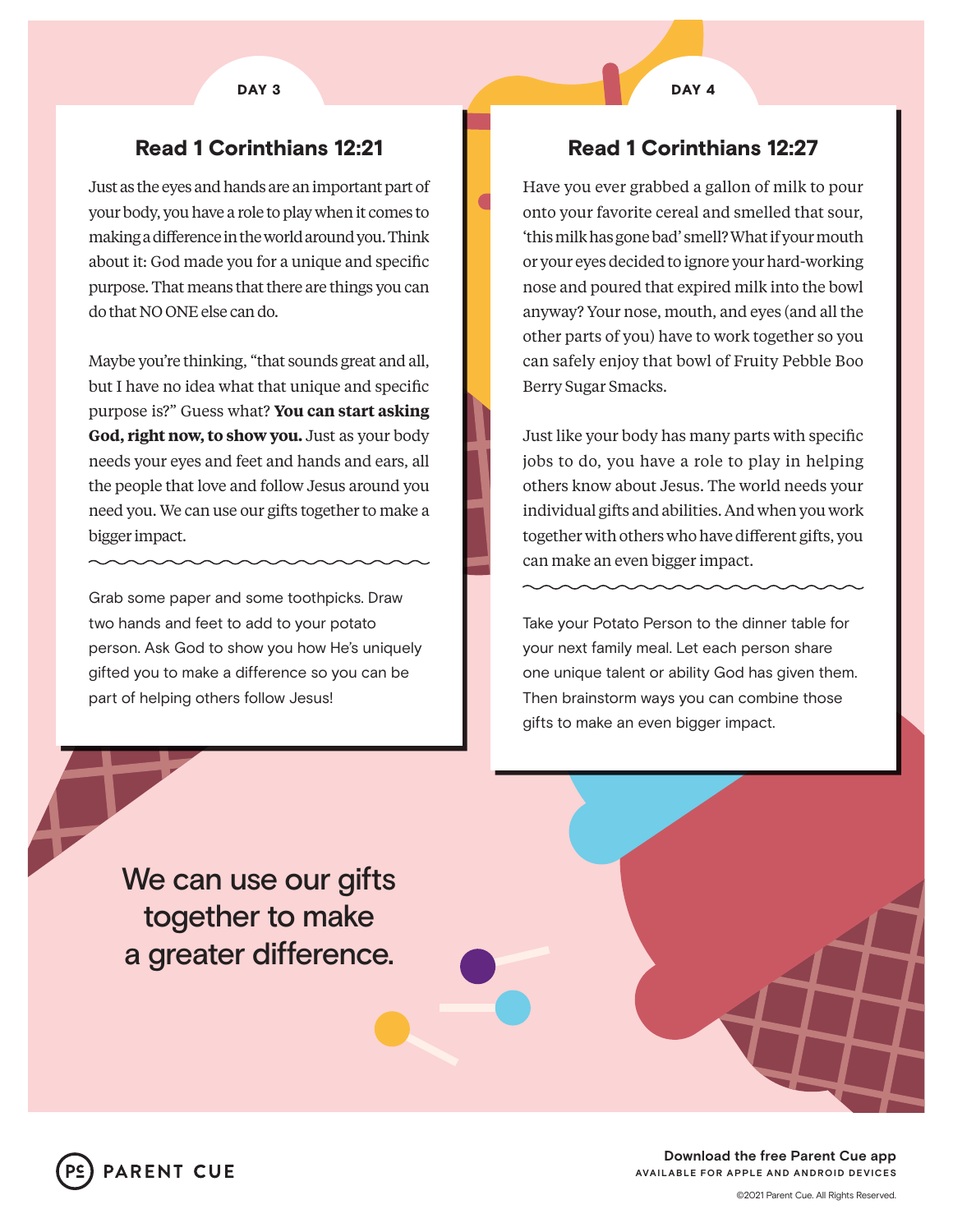DAY 3

## Read 1 Corinthians 12:21

Just as the eyes and hands are an important part of your body, you have a role to play when it comes to making a difference in the world around you. Think about it: God made you for a unique and specific purpose. That means that there are things you can do that NO ONE else can do.

Maybe you're thinking, "that sounds great and all, but I have no idea what that unique and specific purpose is?" Guess what? **You can start asking God, right now, to show you.** Just as your body needs your eyes and feet and hands and ears, all the people that love and follow Jesus around you need you. We can use our gifts together to make a bigger impact.

Grab some paper and some toothpicks. Draw two hands and feet to add to your potato person. Ask God to show you how He's uniquely gifted you to make a difference so you can be part of helping others follow Jesus!

DAY 4

## Read 1 Corinthians 12:27

Have you ever grabbed a gallon of milk to pour onto your favorite cereal and smelled that sour, 'this milk has gone bad' smell? What if your mouth or your eyes decided to ignore your hard-working nose and poured that expired milk into the bowl anyway? Your nose, mouth, and eyes (and all the other parts of you) have to work together so you can safely enjoy that bowl of Fruity Pebble Boo Berry Sugar Smacks.

Just like your body has many parts with specific jobs to do, you have a role to play in helping others know about Jesus. The world needs your individual gifts and abilities. And when you work together with others who have different gifts, you can make an even bigger impact.

Take your Potato Person to the dinner table for your next family meal. Let each person share one unique talent or ability God has given them. Then brainstorm ways you can combine those gifts to make an even bigger impact.

We can use our gifts together to make a greater difference.

PARENT CUE

**Download the free Parent Cue app**
AVAILABLE FOR APPLE AND ANDROID DEVICES

©2021 Parent Cue. All Rights Reserved.